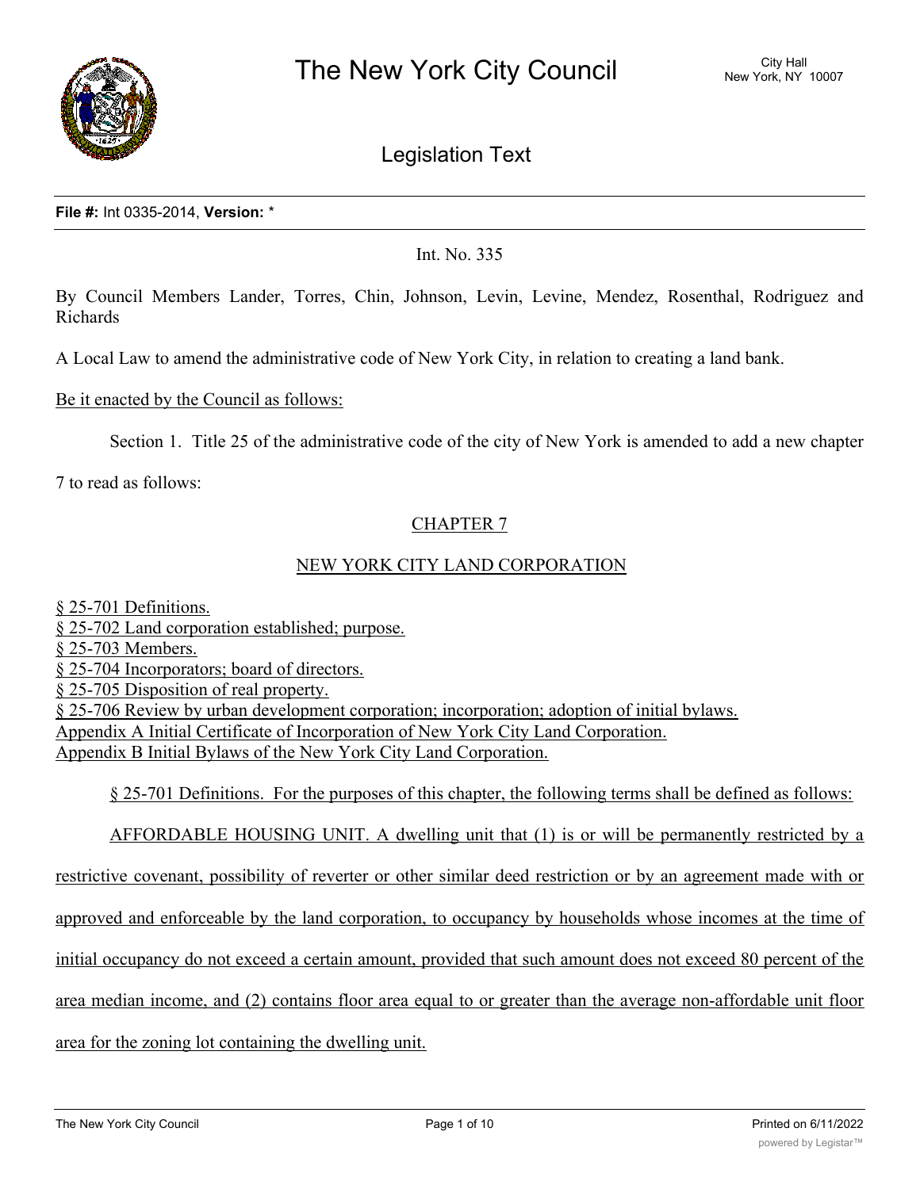# The New York City Council

City Hall
New York, NY 10007

## Legislation Text

**File #:** Int 0335-2014, **Version:** *

Int. No. 335

By Council Members Lander, Torres, Chin, Johnson, Levin, Levine, Mendez, Rosenthal, Rodriguez and Richards

A Local Law to amend the administrative code of New York City, in relation to creating a land bank.

Be it enacted by the Council as follows:

Section 1. Title 25 of the administrative code of the city of New York is amended to add a new chapter 7 to read as follows:

CHAPTER 7

NEW YORK CITY LAND CORPORATION

§ 25-701 Definitions.
§ 25-702 Land corporation established; purpose.
§ 25-703 Members.
§ 25-704 Incorporators; board of directors.
§ 25-705 Disposition of real property.
§ 25-706 Review by urban development corporation; incorporation; adoption of initial bylaws.
Appendix A Initial Certificate of Incorporation of New York City Land Corporation.
Appendix B Initial Bylaws of the New York City Land Corporation.

§ 25-701 Definitions. For the purposes of this chapter, the following terms shall be defined as follows:

AFFORDABLE HOUSING UNIT. A dwelling unit that (1) is or will be permanently restricted by a restrictive covenant, possibility of reverter or other similar deed restriction or by an agreement made with or approved and enforceable by the land corporation, to occupancy by households whose incomes at the time of initial occupancy do not exceed a certain amount, provided that such amount does not exceed 80 percent of the area median income, and (2) contains floor area equal to or greater than the average non-affordable unit floor area for the zoning lot containing the dwelling unit.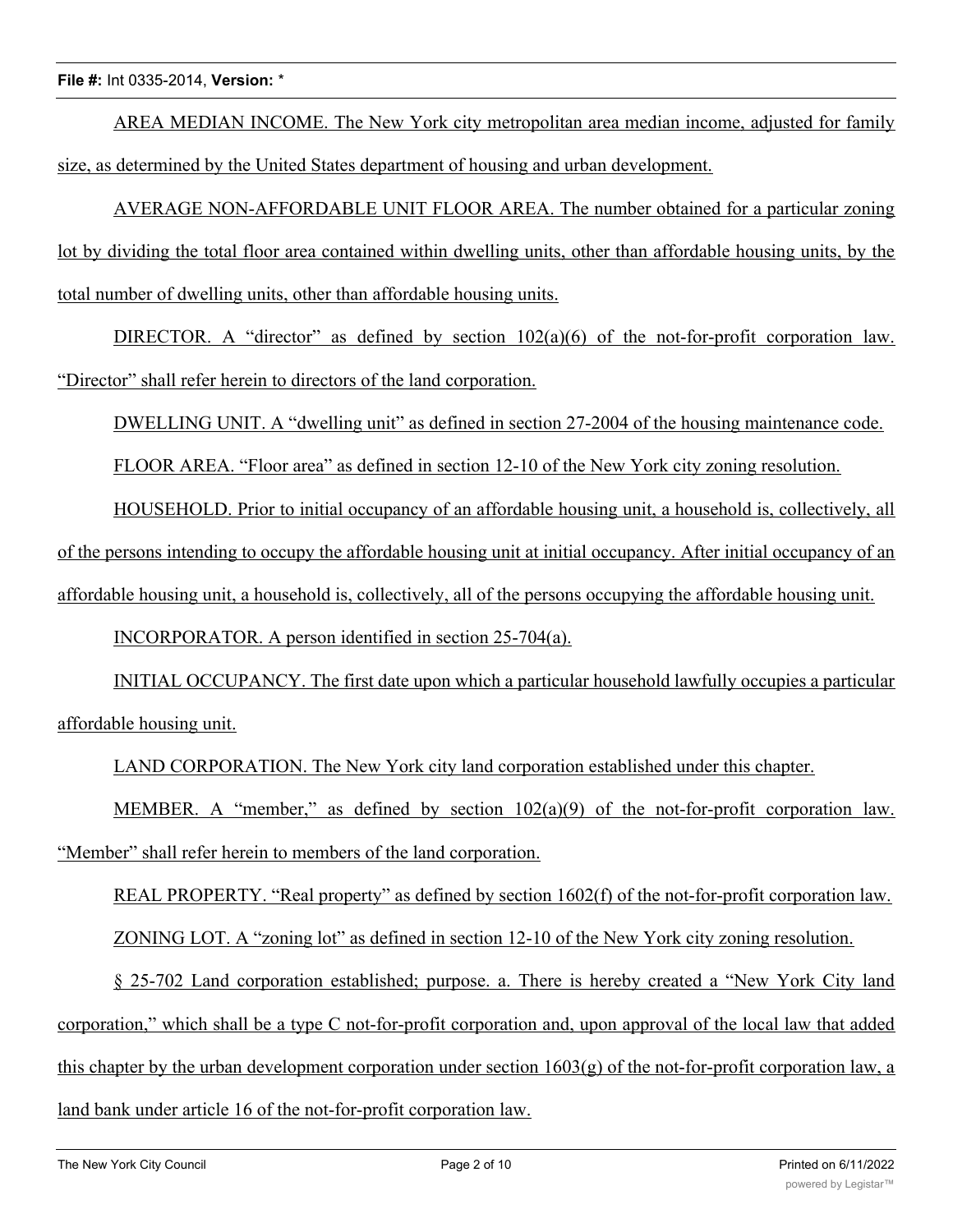AREA MEDIAN INCOME. The New York city metropolitan area median income, adjusted for family size, as determined by the United States department of housing and urban development.

AVERAGE NON-AFFORDABLE UNIT FLOOR AREA. The number obtained for a particular zoning lot by dividing the total floor area contained within dwelling units, other than affordable housing units, by the total number of dwelling units, other than affordable housing units.

DIRECTOR. A "director" as defined by section 102(a)(6) of the not-for-profit corporation law. "Director" shall refer herein to directors of the land corporation.

DWELLING UNIT. A "dwelling unit" as defined in section 27-2004 of the housing maintenance code.

FLOOR AREA. "Floor area" as defined in section 12-10 of the New York city zoning resolution.

HOUSEHOLD. Prior to initial occupancy of an affordable housing unit, a household is, collectively, all of the persons intending to occupy the affordable housing unit at initial occupancy. After initial occupancy of an affordable housing unit, a household is, collectively, all of the persons occupying the affordable housing unit.

INCORPORATOR. A person identified in section 25-704(a).

INITIAL OCCUPANCY. The first date upon which a particular household lawfully occupies a particular affordable housing unit.

LAND CORPORATION. The New York city land corporation established under this chapter.

MEMBER. A "member," as defined by section 102(a)(9) of the not-for-profit corporation law. "Member" shall refer herein to members of the land corporation.

REAL PROPERTY. "Real property" as defined by section 1602(f) of the not-for-profit corporation law.

ZONING LOT. A "zoning lot" as defined in section 12-10 of the New York city zoning resolution.

§ 25-702 Land corporation established; purpose. a. There is hereby created a "New York City land corporation," which shall be a type C not-for-profit corporation and, upon approval of the local law that added this chapter by the urban development corporation under section 1603(g) of the not-for-profit corporation law, a land bank under article 16 of the not-for-profit corporation law.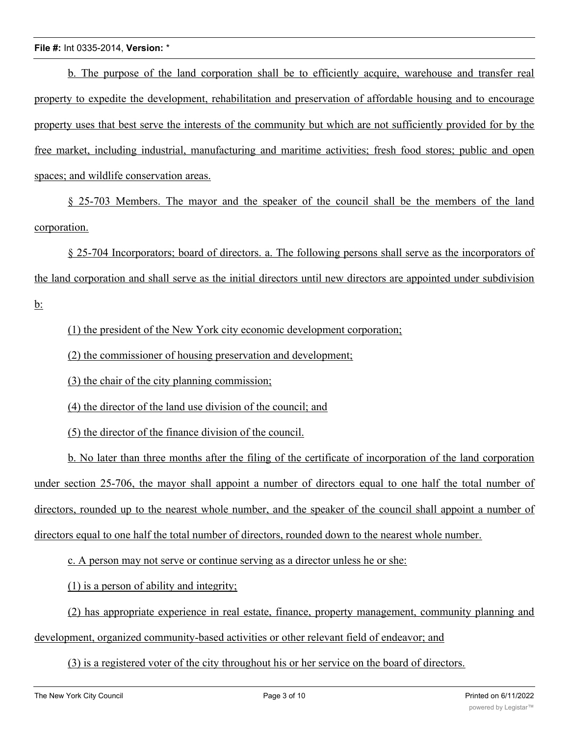b. The purpose of the land corporation shall be to efficiently acquire, warehouse and transfer real property to expedite the development, rehabilitation and preservation of affordable housing and to encourage property uses that best serve the interests of the community but which are not sufficiently provided for by the free market, including industrial, manufacturing and maritime activities; fresh food stores; public and open spaces; and wildlife conservation areas.

§ 25-703 Members. The mayor and the speaker of the council shall be the members of the land corporation.

§ 25-704 Incorporators; board of directors. a. The following persons shall serve as the incorporators of the land corporation and shall serve as the initial directors until new directors are appointed under subdivision b:

(1) the president of the New York city economic development corporation;

(2) the commissioner of housing preservation and development;

(3) the chair of the city planning commission;

(4) the director of the land use division of the council; and

(5) the director of the finance division of the council.

b. No later than three months after the filing of the certificate of incorporation of the land corporation under section 25-706, the mayor shall appoint a number of directors equal to one half the total number of directors, rounded up to the nearest whole number, and the speaker of the council shall appoint a number of directors equal to one half the total number of directors, rounded down to the nearest whole number.

c. A person may not serve or continue serving as a director unless he or she:

(1) is a person of ability and integrity;

(2) has appropriate experience in real estate, finance, property management, community planning and development, organized community-based activities or other relevant field of endeavor; and

(3) is a registered voter of the city throughout his or her service on the board of directors.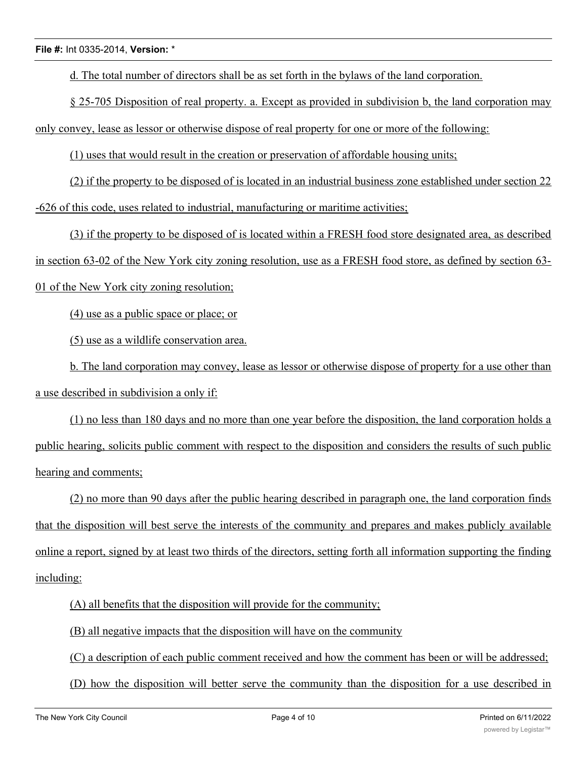d. The total number of directors shall be as set forth in the bylaws of the land corporation.

§ 25-705 Disposition of real property. a. Except as provided in subdivision b, the land corporation may only convey, lease as lessor or otherwise dispose of real property for one or more of the following:

(1) uses that would result in the creation or preservation of affordable housing units;

(2) if the property to be disposed of is located in an industrial business zone established under section 22-626 of this code, uses related to industrial, manufacturing or maritime activities;

(3) if the property to be disposed of is located within a FRESH food store designated area, as described in section 63-02 of the New York city zoning resolution, use as a FRESH food store, as defined by section 63-01 of the New York city zoning resolution;

(4) use as a public space or place; or

(5) use as a wildlife conservation area.

b. The land corporation may convey, lease as lessor or otherwise dispose of property for a use other than a use described in subdivision a only if:

(1) no less than 180 days and no more than one year before the disposition, the land corporation holds a public hearing, solicits public comment with respect to the disposition and considers the results of such public hearing and comments;

(2) no more than 90 days after the public hearing described in paragraph one, the land corporation finds that the disposition will best serve the interests of the community and prepares and makes publicly available online a report, signed by at least two thirds of the directors, setting forth all information supporting the finding including:

(A) all benefits that the disposition will provide for the community;

(B) all negative impacts that the disposition will have on the community

(C) a description of each public comment received and how the comment has been or will be addressed;

(D) how the disposition will better serve the community than the disposition for a use described in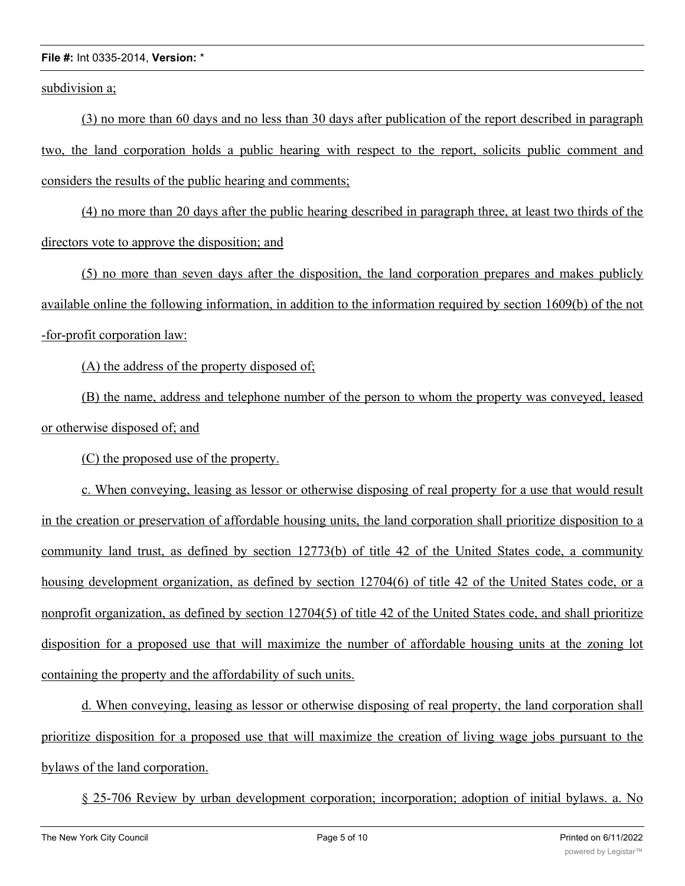subdivision a;

(3) no more than 60 days and no less than 30 days after publication of the report described in paragraph two, the land corporation holds a public hearing with respect to the report, solicits public comment and considers the results of the public hearing and comments;

(4) no more than 20 days after the public hearing described in paragraph three, at least two thirds of the directors vote to approve the disposition; and

(5) no more than seven days after the disposition, the land corporation prepares and makes publicly available online the following information, in addition to the information required by section 1609(b) of the not-for-profit corporation law:

(A) the address of the property disposed of;

(B) the name, address and telephone number of the person to whom the property was conveyed, leased or otherwise disposed of; and

(C) the proposed use of the property.

c. When conveying, leasing as lessor or otherwise disposing of real property for a use that would result in the creation or preservation of affordable housing units, the land corporation shall prioritize disposition to a community land trust, as defined by section 12773(b) of title 42 of the United States code, a community housing development organization, as defined by section 12704(6) of title 42 of the United States code, or a nonprofit organization, as defined by section 12704(5) of title 42 of the United States code, and shall prioritize disposition for a proposed use that will maximize the number of affordable housing units at the zoning lot containing the property and the affordability of such units.

d. When conveying, leasing as lessor or otherwise disposing of real property, the land corporation shall prioritize disposition for a proposed use that will maximize the creation of living wage jobs pursuant to the bylaws of the land corporation.

§ 25-706 Review by urban development corporation; incorporation; adoption of initial bylaws. a. No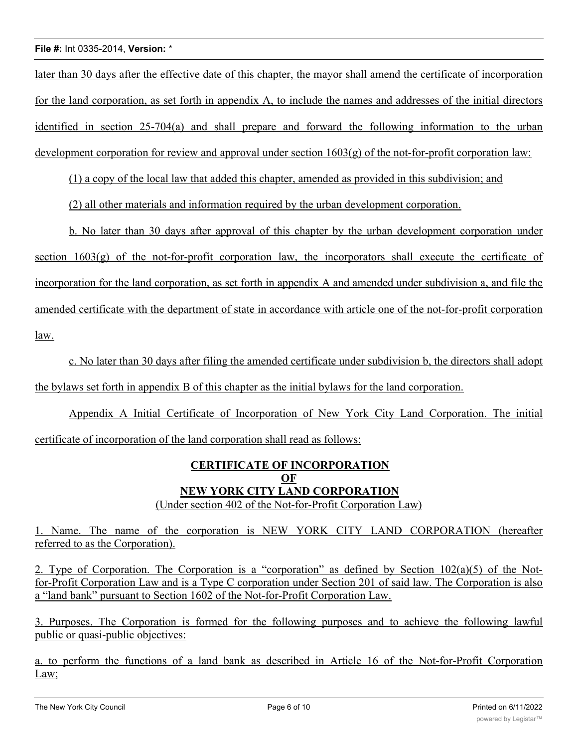later than 30 days after the effective date of this chapter, the mayor shall amend the certificate of incorporation for the land corporation, as set forth in appendix A, to include the names and addresses of the initial directors identified in section 25-704(a) and shall prepare and forward the following information to the urban development corporation for review and approval under section 1603(g) of the not-for-profit corporation law:

(1) a copy of the local law that added this chapter, amended as provided in this subdivision; and

(2) all other materials and information required by the urban development corporation.

b. No later than 30 days after approval of this chapter by the urban development corporation under section 1603(g) of the not-for-profit corporation law, the incorporators shall execute the certificate of incorporation for the land corporation, as set forth in appendix A and amended under subdivision a, and file the amended certificate with the department of state in accordance with article one of the not-for-profit corporation law.

c. No later than 30 days after filing the amended certificate under subdivision b, the directors shall adopt the bylaws set forth in appendix B of this chapter as the initial bylaws for the land corporation.

Appendix A Initial Certificate of Incorporation of New York City Land Corporation. The initial certificate of incorporation of the land corporation shall read as follows:

**CERTIFICATE OF INCORPORATION**
**OF**
**NEW YORK CITY LAND CORPORATION**
(Under section 402 of the Not-for-Profit Corporation Law)

1. Name. The name of the corporation is NEW YORK CITY LAND CORPORATION (hereafter referred to as the Corporation).

2. Type of Corporation. The Corporation is a "corporation" as defined by Section 102(a)(5) of the Not-for-Profit Corporation Law and is a Type C corporation under Section 201 of said law. The Corporation is also a "land bank" pursuant to Section 1602 of the Not-for-Profit Corporation Law.

3. Purposes. The Corporation is formed for the following purposes and to achieve the following lawful public or quasi-public objectives:

a. to perform the functions of a land bank as described in Article 16 of the Not-for-Profit Corporation Law;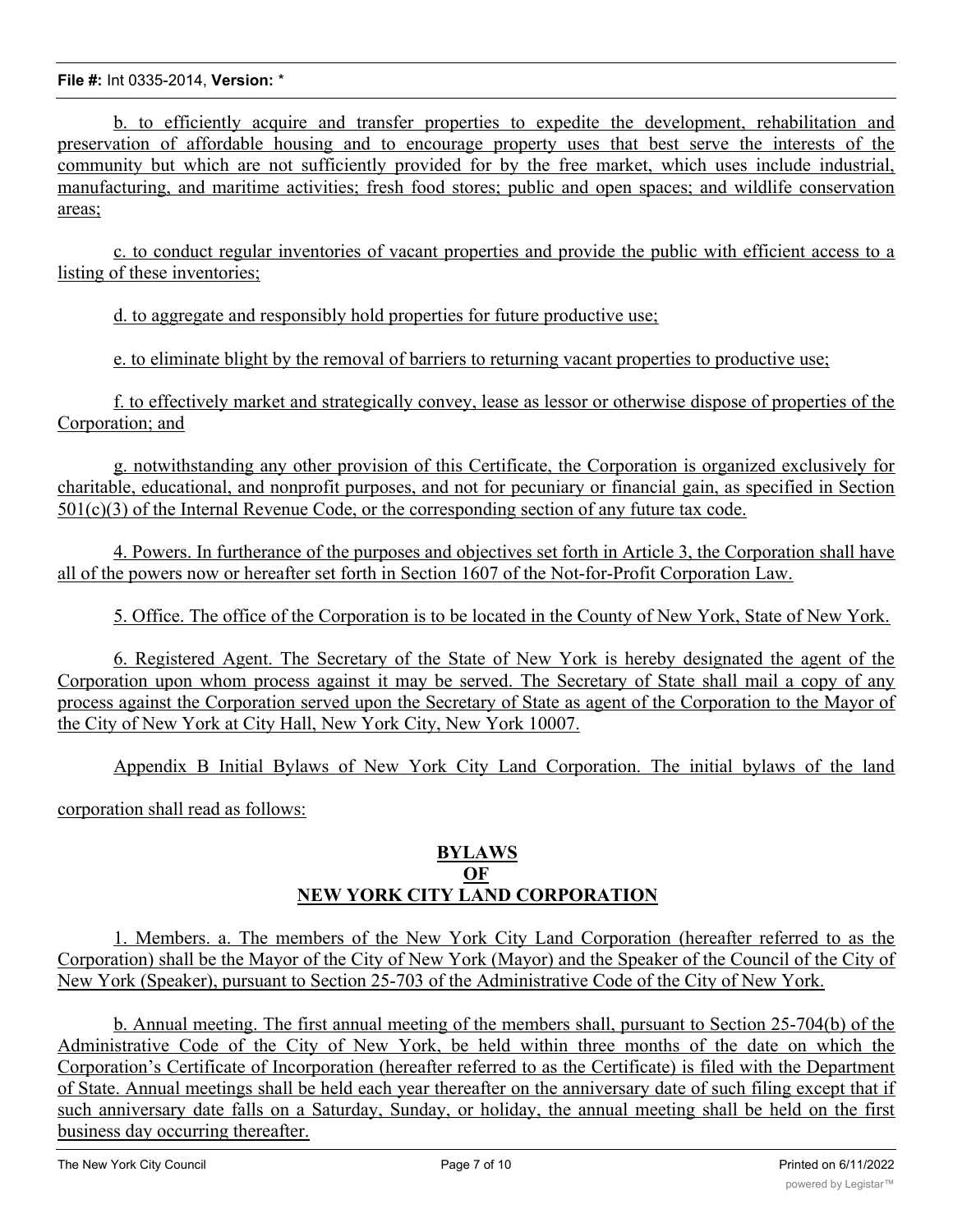b. to efficiently acquire and transfer properties to expedite the development, rehabilitation and preservation of affordable housing and to encourage property uses that best serve the interests of the community but which are not sufficiently provided for by the free market, which uses include industrial, manufacturing, and maritime activities; fresh food stores; public and open spaces; and wildlife conservation areas;

c. to conduct regular inventories of vacant properties and provide the public with efficient access to a listing of these inventories;

d. to aggregate and responsibly hold properties for future productive use;

e. to eliminate blight by the removal of barriers to returning vacant properties to productive use;

f. to effectively market and strategically convey, lease as lessor or otherwise dispose of properties of the Corporation; and

g. notwithstanding any other provision of this Certificate, the Corporation is organized exclusively for charitable, educational, and nonprofit purposes, and not for pecuniary or financial gain, as specified in Section 501(c)(3) of the Internal Revenue Code, or the corresponding section of any future tax code.

4. Powers. In furtherance of the purposes and objectives set forth in Article 3, the Corporation shall have all of the powers now or hereafter set forth in Section 1607 of the Not-for-Profit Corporation Law.

5. Office. The office of the Corporation is to be located in the County of New York, State of New York.

6. Registered Agent. The Secretary of the State of New York is hereby designated the agent of the Corporation upon whom process against it may be served. The Secretary of State shall mail a copy of any process against the Corporation served upon the Secretary of State as agent of the Corporation to the Mayor of the City of New York at City Hall, New York City, New York 10007.

Appendix B Initial Bylaws of New York City Land Corporation. The initial bylaws of the land corporation shall read as follows:

**BYLAWS**
**OF**
**NEW YORK CITY LAND CORPORATION**

1. Members. a. The members of the New York City Land Corporation (hereafter referred to as the Corporation) shall be the Mayor of the City of New York (Mayor) and the Speaker of the Council of the City of New York (Speaker), pursuant to Section 25-703 of the Administrative Code of the City of New York.

b. Annual meeting. The first annual meeting of the members shall, pursuant to Section 25-704(b) of the Administrative Code of the City of New York, be held within three months of the date on which the Corporation's Certificate of Incorporation (hereafter referred to as the Certificate) is filed with the Department of State. Annual meetings shall be held each year thereafter on the anniversary date of such filing except that if such anniversary date falls on a Saturday, Sunday, or holiday, the annual meeting shall be held on the first business day occurring thereafter.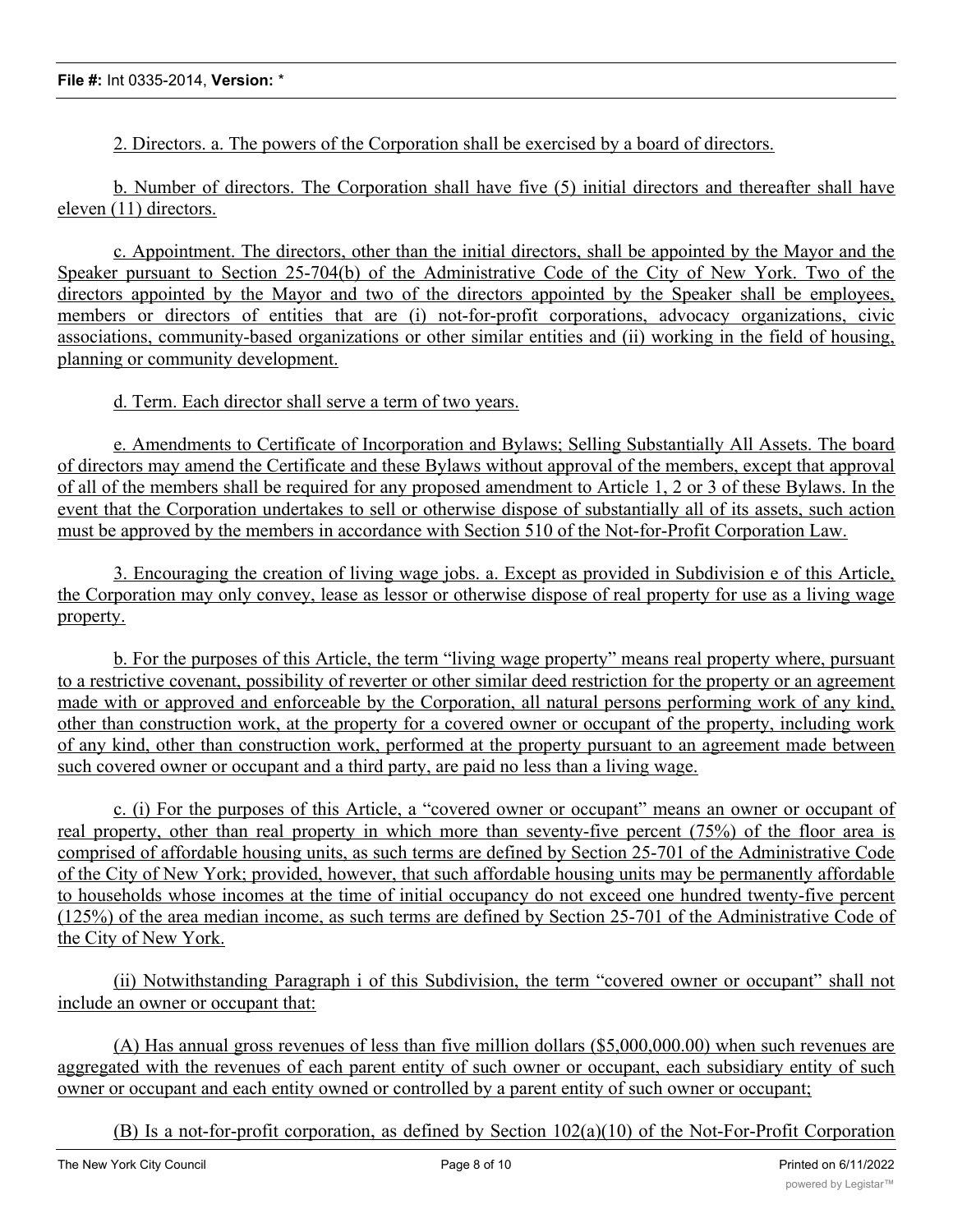2. Directors. a. The powers of the Corporation shall be exercised by a board of directors.

b. Number of directors. The Corporation shall have five (5) initial directors and thereafter shall have eleven (11) directors.

c. Appointment. The directors, other than the initial directors, shall be appointed by the Mayor and the Speaker pursuant to Section 25-704(b) of the Administrative Code of the City of New York. Two of the directors appointed by the Mayor and two of the directors appointed by the Speaker shall be employees, members or directors of entities that are (i) not-for-profit corporations, advocacy organizations, civic associations, community-based organizations or other similar entities and (ii) working in the field of housing, planning or community development.

d. Term. Each director shall serve a term of two years.

e. Amendments to Certificate of Incorporation and Bylaws; Selling Substantially All Assets. The board of directors may amend the Certificate and these Bylaws without approval of the members, except that approval of all of the members shall be required for any proposed amendment to Article 1, 2 or 3 of these Bylaws. In the event that the Corporation undertakes to sell or otherwise dispose of substantially all of its assets, such action must be approved by the members in accordance with Section 510 of the Not-for-Profit Corporation Law.

3. Encouraging the creation of living wage jobs. a. Except as provided in Subdivision e of this Article, the Corporation may only convey, lease as lessor or otherwise dispose of real property for use as a living wage property.

b. For the purposes of this Article, the term "living wage property" means real property where, pursuant to a restrictive covenant, possibility of reverter or other similar deed restriction for the property or an agreement made with or approved and enforceable by the Corporation, all natural persons performing work of any kind, other than construction work, at the property for a covered owner or occupant of the property, including work of any kind, other than construction work, performed at the property pursuant to an agreement made between such covered owner or occupant and a third party, are paid no less than a living wage.

c. (i) For the purposes of this Article, a "covered owner or occupant" means an owner or occupant of real property, other than real property in which more than seventy-five percent (75%) of the floor area is comprised of affordable housing units, as such terms are defined by Section 25-701 of the Administrative Code of the City of New York; provided, however, that such affordable housing units may be permanently affordable to households whose incomes at the time of initial occupancy do not exceed one hundred twenty-five percent (125%) of the area median income, as such terms are defined by Section 25-701 of the Administrative Code of the City of New York.

(ii) Notwithstanding Paragraph i of this Subdivision, the term "covered owner or occupant" shall not include an owner or occupant that:

(A) Has annual gross revenues of less than five million dollars ($5,000,000.00) when such revenues are aggregated with the revenues of each parent entity of such owner or occupant, each subsidiary entity of such owner or occupant and each entity owned or controlled by a parent entity of such owner or occupant;

(B) Is a not-for-profit corporation, as defined by Section 102(a)(10) of the Not-For-Profit Corporation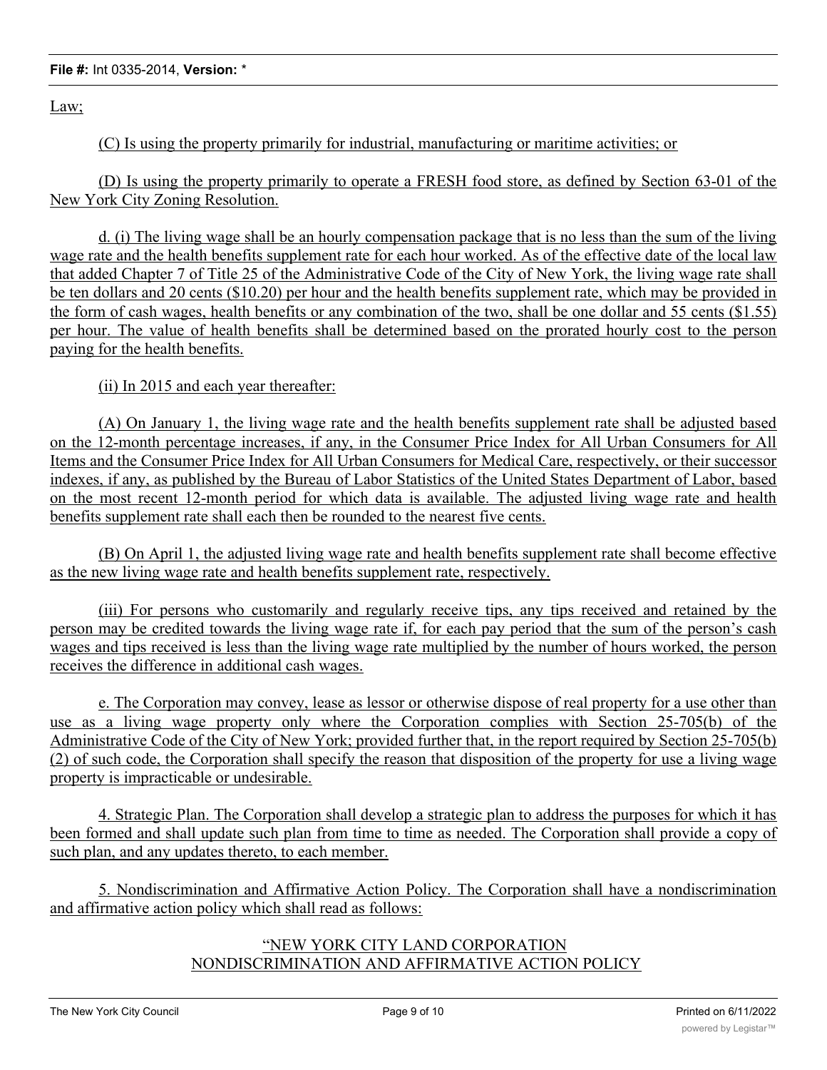Law;

(C) Is using the property primarily for industrial, manufacturing or maritime activities; or

(D) Is using the property primarily to operate a FRESH food store, as defined by Section 63-01 of the New York City Zoning Resolution.

d. (i) The living wage shall be an hourly compensation package that is no less than the sum of the living wage rate and the health benefits supplement rate for each hour worked. As of the effective date of the local law that added Chapter 7 of Title 25 of the Administrative Code of the City of New York, the living wage rate shall be ten dollars and 20 cents ($10.20) per hour and the health benefits supplement rate, which may be provided in the form of cash wages, health benefits or any combination of the two, shall be one dollar and 55 cents ($1.55) per hour. The value of health benefits shall be determined based on the prorated hourly cost to the person paying for the health benefits.

(ii) In 2015 and each year thereafter:

(A) On January 1, the living wage rate and the health benefits supplement rate shall be adjusted based on the 12-month percentage increases, if any, in the Consumer Price Index for All Urban Consumers for All Items and the Consumer Price Index for All Urban Consumers for Medical Care, respectively, or their successor indexes, if any, as published by the Bureau of Labor Statistics of the United States Department of Labor, based on the most recent 12-month period for which data is available. The adjusted living wage rate and health benefits supplement rate shall each then be rounded to the nearest five cents.

(B) On April 1, the adjusted living wage rate and health benefits supplement rate shall become effective as the new living wage rate and health benefits supplement rate, respectively.

(iii) For persons who customarily and regularly receive tips, any tips received and retained by the person may be credited towards the living wage rate if, for each pay period that the sum of the person's cash wages and tips received is less than the living wage rate multiplied by the number of hours worked, the person receives the difference in additional cash wages.

e. The Corporation may convey, lease as lessor or otherwise dispose of real property for a use other than use as a living wage property only where the Corporation complies with Section 25-705(b) of the Administrative Code of the City of New York; provided further that, in the report required by Section 25-705(b)(2) of such code, the Corporation shall specify the reason that disposition of the property for use a living wage property is impracticable or undesirable.

4. Strategic Plan. The Corporation shall develop a strategic plan to address the purposes for which it has been formed and shall update such plan from time to time as needed. The Corporation shall provide a copy of such plan, and any updates thereto, to each member.

5. Nondiscrimination and Affirmative Action Policy. The Corporation shall have a nondiscrimination and affirmative action policy which shall read as follows:

"NEW YORK CITY LAND CORPORATION
NONDISCRIMINATION AND AFFIRMATIVE ACTION POLICY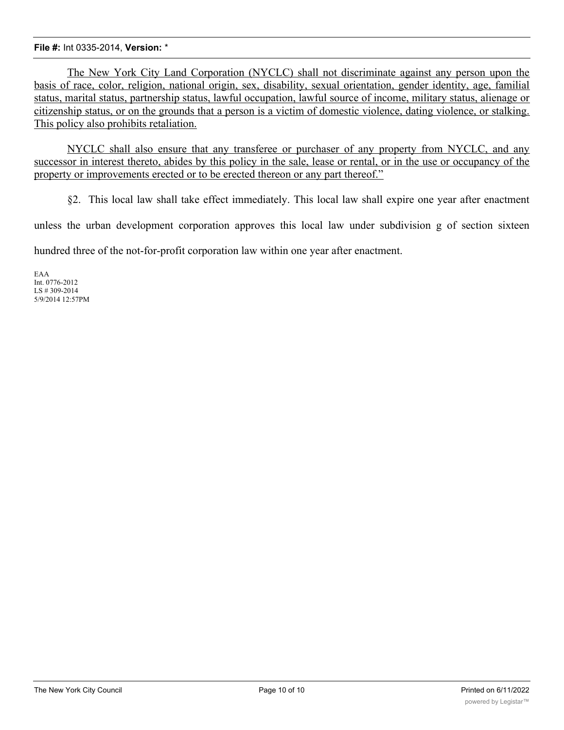The New York City Land Corporation (NYCLC) shall not discriminate against any person upon the basis of race, color, religion, national origin, sex, disability, sexual orientation, gender identity, age, familial status, marital status, partnership status, lawful occupation, lawful source of income, military status, alienage or citizenship status, or on the grounds that a person is a victim of domestic violence, dating violence, or stalking. This policy also prohibits retaliation.

NYCLC shall also ensure that any transferee or purchaser of any property from NYCLC, and any successor in interest thereto, abides by this policy in the sale, lease or rental, or in the use or occupancy of the property or improvements erected or to be erected thereon or any part thereof."

§2. This local law shall take effect immediately. This local law shall expire one year after enactment unless the urban development corporation approves this local law under subdivision g of section sixteen hundred three of the not-for-profit corporation law within one year after enactment.

EAA
Int. 0776-2012
LS # 309-2014
5/9/2014 12:57PM